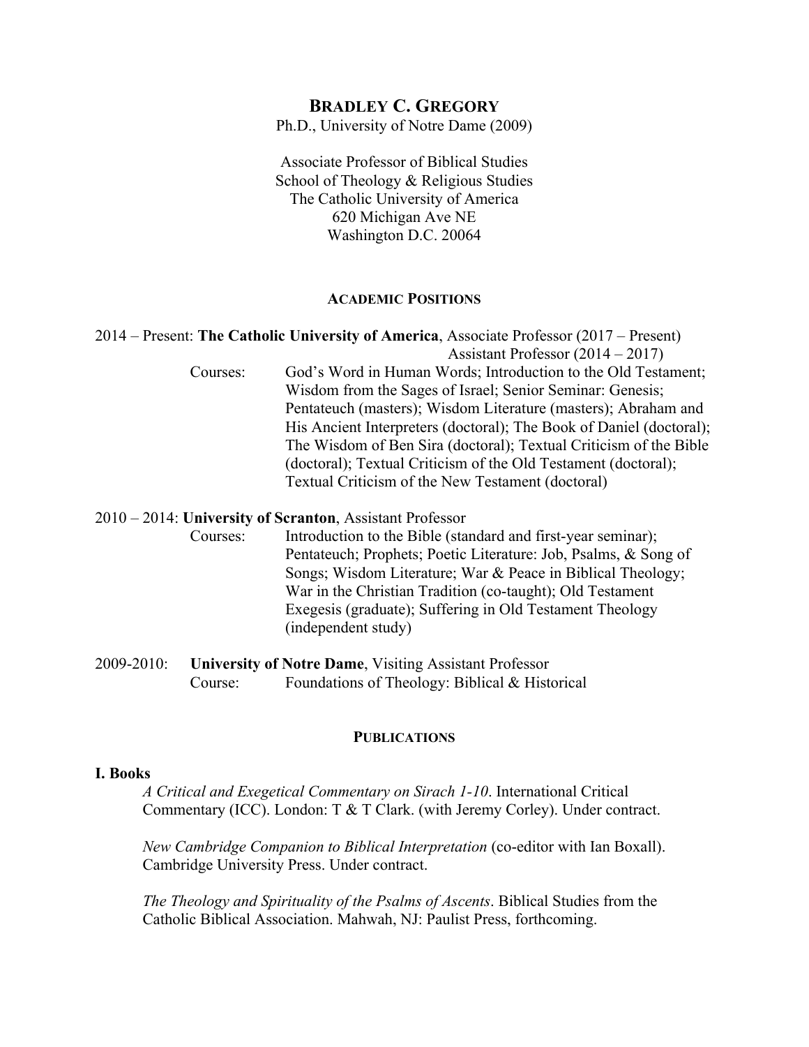# BRADLEY C. GREGORY

Ph.D., University of Notre Dame (2009)

Associate Professor of Biblical Studies
School of Theology & Religious Studies
The Catholic University of America
620 Michigan Ave NE
Washington D.C. 20064

## ACADEMIC POSITIONS

2014 – Present: **The Catholic University of America**, Associate Professor (2017 – Present)
Assistant Professor (2014 – 2017)

Courses: God's Word in Human Words; Introduction to the Old Testament; Wisdom from the Sages of Israel; Senior Seminar: Genesis; Pentateuch (masters); Wisdom Literature (masters); Abraham and His Ancient Interpreters (doctoral); The Book of Daniel (doctoral); The Wisdom of Ben Sira (doctoral); Textual Criticism of the Bible (doctoral); Textual Criticism of the Old Testament (doctoral); Textual Criticism of the New Testament (doctoral)

2010 – 2014: **University of Scranton**, Assistant Professor

Courses: Introduction to the Bible (standard and first-year seminar); Pentateuch; Prophets; Poetic Literature: Job, Psalms, & Song of Songs; Wisdom Literature; War & Peace in Biblical Theology; War in the Christian Tradition (co-taught); Old Testament Exegesis (graduate); Suffering in Old Testament Theology (independent study)

2009-2010: **University of Notre Dame**, Visiting Assistant Professor

Course: Foundations of Theology: Biblical & Historical

## PUBLICATIONS

### I. Books

*A Critical and Exegetical Commentary on Sirach 1-10*. International Critical Commentary (ICC). London: T & T Clark. (with Jeremy Corley). Under contract.

*New Cambridge Companion to Biblical Interpretation* (co-editor with Ian Boxall). Cambridge University Press. Under contract.

*The Theology and Spirituality of the Psalms of Ascents*. Biblical Studies from the Catholic Biblical Association. Mahwah, NJ: Paulist Press, forthcoming.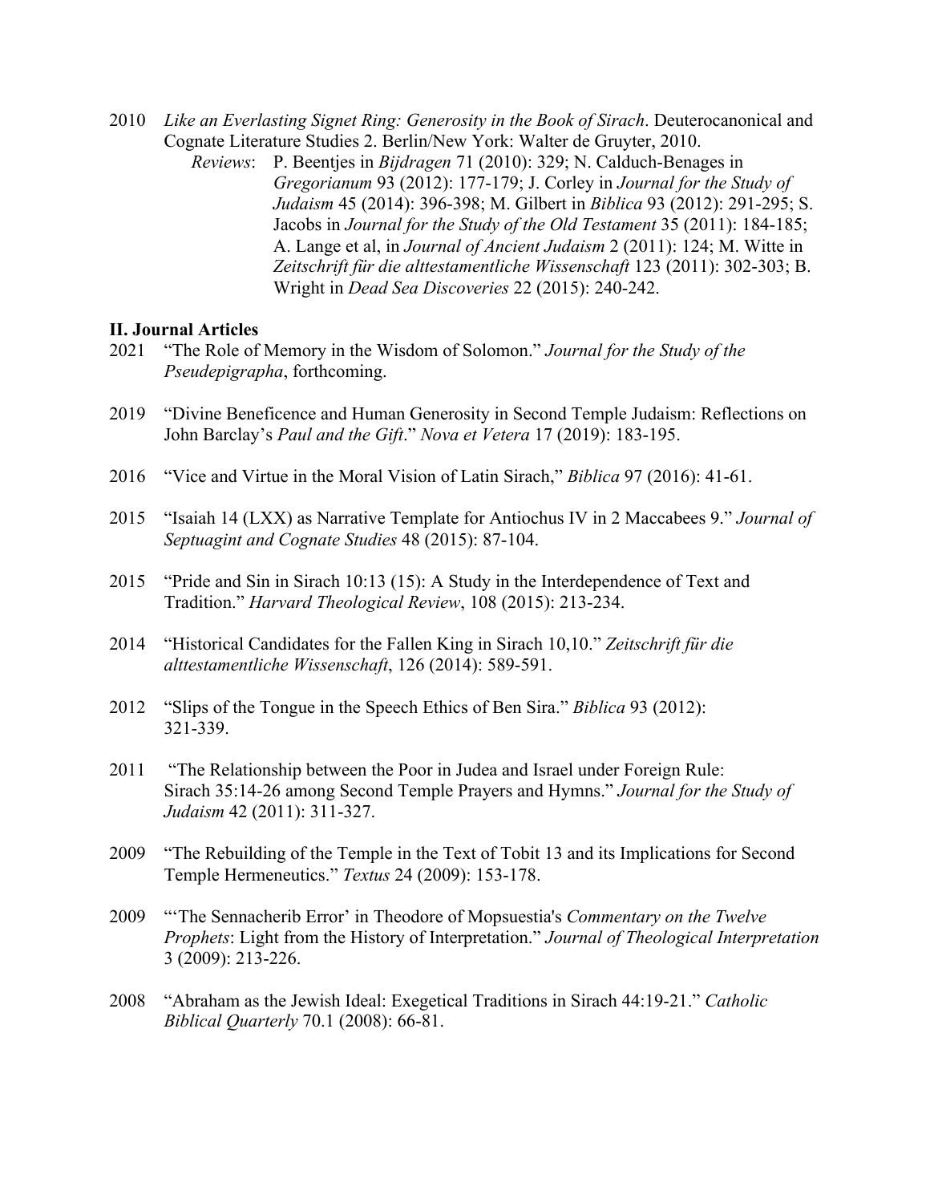2010 *Like an Everlasting Signet Ring: Generosity in the Book of Sirach*. Deuterocanonical and Cognate Literature Studies 2. Berlin/New York: Walter de Gruyter, 2010.

*Reviews*: P. Beentjes in *Bijdragen* 71 (2010): 329; N. Calduch-Benages in *Gregorianum* 93 (2012): 177-179; J. Corley in *Journal for the Study of Judaism* 45 (2014): 396-398; M. Gilbert in *Biblica* 93 (2012): 291-295; S. Jacobs in *Journal for the Study of the Old Testament* 35 (2011): 184-185; A. Lange et al, in *Journal of Ancient Judaism* 2 (2011): 124; M. Witte in *Zeitschrift für die alttestamentliche Wissenschaft* 123 (2011): 302-303; B. Wright in *Dead Sea Discoveries* 22 (2015): 240-242.

**II. Journal Articles**

2021 "The Role of Memory in the Wisdom of Solomon." *Journal for the Study of the Pseudepigrapha*, forthcoming.

2019 "Divine Beneficence and Human Generosity in Second Temple Judaism: Reflections on John Barclay's *Paul and the Gift*." *Nova et Vetera* 17 (2019): 183-195.

2016 "Vice and Virtue in the Moral Vision of Latin Sirach," *Biblica* 97 (2016): 41-61.

2015 "Isaiah 14 (LXX) as Narrative Template for Antiochus IV in 2 Maccabees 9." *Journal of Septuagint and Cognate Studies* 48 (2015): 87-104.

2015 "Pride and Sin in Sirach 10:13 (15): A Study in the Interdependence of Text and Tradition." *Harvard Theological Review*, 108 (2015): 213-234.

2014 "Historical Candidates for the Fallen King in Sirach 10,10." *Zeitschrift für die alttestamentliche Wissenschaft*, 126 (2014): 589-591.

2012 "Slips of the Tongue in the Speech Ethics of Ben Sira." *Biblica* 93 (2012): 321-339.

2011 "The Relationship between the Poor in Judea and Israel under Foreign Rule: Sirach 35:14-26 among Second Temple Prayers and Hymns." *Journal for the Study of Judaism* 42 (2011): 311-327.

2009 "The Rebuilding of the Temple in the Text of Tobit 13 and its Implications for Second Temple Hermeneutics." *Textus* 24 (2009): 153-178.

2009 "'The Sennacherib Error' in Theodore of Mopsuestia's *Commentary on the Twelve Prophets*: Light from the History of Interpretation." *Journal of Theological Interpretation* 3 (2009): 213-226.

2008 "Abraham as the Jewish Ideal: Exegetical Traditions in Sirach 44:19-21." *Catholic Biblical Quarterly* 70.1 (2008): 66-81.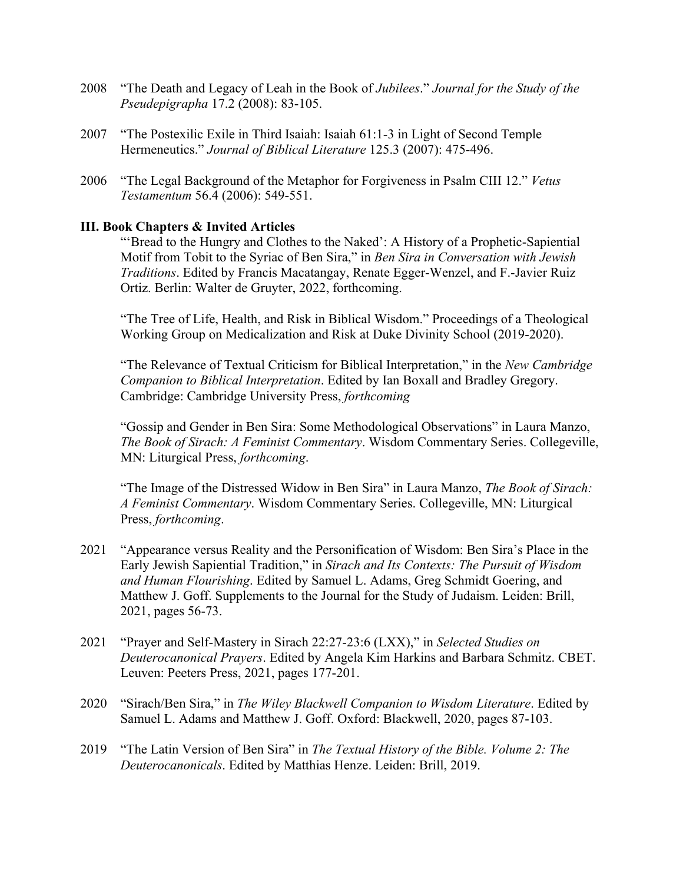2008 "The Death and Legacy of Leah in the Book of *Jubilees*." *Journal for the Study of the Pseudepigrapha* 17.2 (2008): 83-105.

2007 "The Postexilic Exile in Third Isaiah: Isaiah 61:1-3 in Light of Second Temple Hermeneutics." *Journal of Biblical Literature* 125.3 (2007): 475-496.

2006 "The Legal Background of the Metaphor for Forgiveness in Psalm CIII 12." *Vetus Testamentum* 56.4 (2006): 549-551.

**III. Book Chapters & Invited Articles**

"'Bread to the Hungry and Clothes to the Naked': A History of a Prophetic-Sapiential Motif from Tobit to the Syriac of Ben Sira," in *Ben Sira in Conversation with Jewish Traditions*. Edited by Francis Macatangay, Renate Egger-Wenzel, and F.-Javier Ruiz Ortiz. Berlin: Walter de Gruyter, 2022, forthcoming.

"The Tree of Life, Health, and Risk in Biblical Wisdom." Proceedings of a Theological Working Group on Medicalization and Risk at Duke Divinity School (2019-2020).

"The Relevance of Textual Criticism for Biblical Interpretation," in the *New Cambridge Companion to Biblical Interpretation*. Edited by Ian Boxall and Bradley Gregory. Cambridge: Cambridge University Press, *forthcoming*

"Gossip and Gender in Ben Sira: Some Methodological Observations" in Laura Manzo, *The Book of Sirach: A Feminist Commentary*. Wisdom Commentary Series. Collegeville, MN: Liturgical Press, *forthcoming*.

"The Image of the Distressed Widow in Ben Sira" in Laura Manzo, *The Book of Sirach: A Feminist Commentary*. Wisdom Commentary Series. Collegeville, MN: Liturgical Press, *forthcoming*.

2021 "Appearance versus Reality and the Personification of Wisdom: Ben Sira's Place in the Early Jewish Sapiential Tradition," in *Sirach and Its Contexts: The Pursuit of Wisdom and Human Flourishing*. Edited by Samuel L. Adams, Greg Schmidt Goering, and Matthew J. Goff. Supplements to the Journal for the Study of Judaism. Leiden: Brill, 2021, pages 56-73.

2021 "Prayer and Self-Mastery in Sirach 22:27-23:6 (LXX)," in *Selected Studies on Deuterocanonical Prayers*. Edited by Angela Kim Harkins and Barbara Schmitz. CBET. Leuven: Peeters Press, 2021, pages 177-201.

2020 "Sirach/Ben Sira," in *The Wiley Blackwell Companion to Wisdom Literature*. Edited by Samuel L. Adams and Matthew J. Goff. Oxford: Blackwell, 2020, pages 87-103.

2019 "The Latin Version of Ben Sira" in *The Textual History of the Bible. Volume 2: The Deuterocanonicals*. Edited by Matthias Henze. Leiden: Brill, 2019.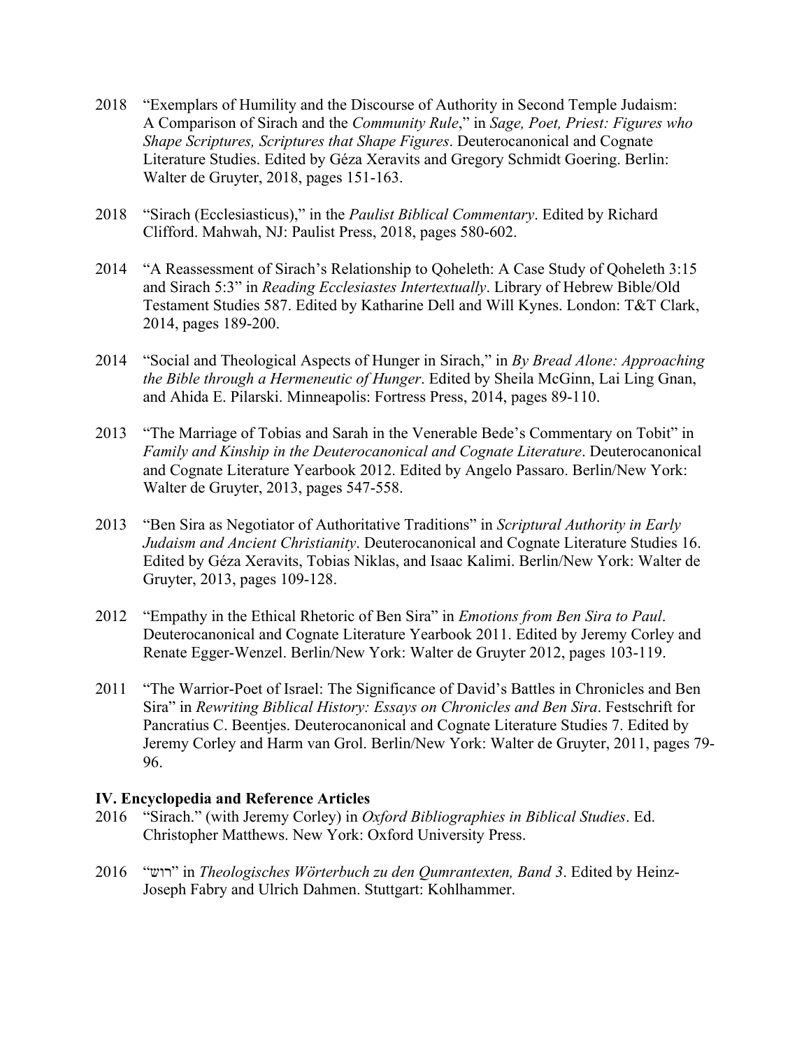2018 "Exemplars of Humility and the Discourse of Authority in Second Temple Judaism: A Comparison of Sirach and the *Community Rule*," in *Sage, Poet, Priest: Figures who Shape Scriptures, Scriptures that Shape Figures*. Deuterocanonical and Cognate Literature Studies. Edited by Géza Xeravits and Gregory Schmidt Goering. Berlin: Walter de Gruyter, 2018, pages 151-163.

2018 "Sirach (Ecclesiasticus)," in the *Paulist Biblical Commentary*. Edited by Richard Clifford. Mahwah, NJ: Paulist Press, 2018, pages 580-602.

2014 "A Reassessment of Sirach's Relationship to Qoheleth: A Case Study of Qoheleth 3:15 and Sirach 5:3" in *Reading Ecclesiastes Intertextually*. Library of Hebrew Bible/Old Testament Studies 587. Edited by Katharine Dell and Will Kynes. London: T&T Clark, 2014, pages 189-200.

2014 "Social and Theological Aspects of Hunger in Sirach," in *By Bread Alone: Approaching the Bible through a Hermeneutic of Hunger*. Edited by Sheila McGinn, Lai Ling Gnan, and Ahida E. Pilarski. Minneapolis: Fortress Press, 2014, pages 89-110.

2013 "The Marriage of Tobias and Sarah in the Venerable Bede's Commentary on Tobit" in *Family and Kinship in the Deuterocanonical and Cognate Literature*. Deuterocanonical and Cognate Literature Yearbook 2012. Edited by Angelo Passaro. Berlin/New York: Walter de Gruyter, 2013, pages 547-558.

2013 "Ben Sira as Negotiator of Authoritative Traditions" in *Scriptural Authority in Early Judaism and Ancient Christianity*. Deuterocanonical and Cognate Literature Studies 16. Edited by Géza Xeravits, Tobias Niklas, and Isaac Kalimi. Berlin/New York: Walter de Gruyter, 2013, pages 109-128.

2012 "Empathy in the Ethical Rhetoric of Ben Sira" in *Emotions from Ben Sira to Paul*. Deuterocanonical and Cognate Literature Yearbook 2011. Edited by Jeremy Corley and Renate Egger-Wenzel. Berlin/New York: Walter de Gruyter 2012, pages 103-119.

2011 "The Warrior-Poet of Israel: The Significance of David's Battles in Chronicles and Ben Sira" in *Rewriting Biblical History: Essays on Chronicles and Ben Sira*. Festschrift for Pancratius C. Beentjes. Deuterocanonical and Cognate Literature Studies 7. Edited by Jeremy Corley and Harm van Grol. Berlin/New York: Walter de Gruyter, 2011, pages 79-96.

**IV. Encyclopedia and Reference Articles**

2016 "Sirach." (with Jeremy Corley) in *Oxford Bibliographies in Biblical Studies*. Ed. Christopher Matthews. New York: Oxford University Press.

2016 "רוש" in *Theologisches Wörterbuch zu den Qumrantexten, Band 3*. Edited by Heinz-Joseph Fabry and Ulrich Dahmen. Stuttgart: Kohlhammer.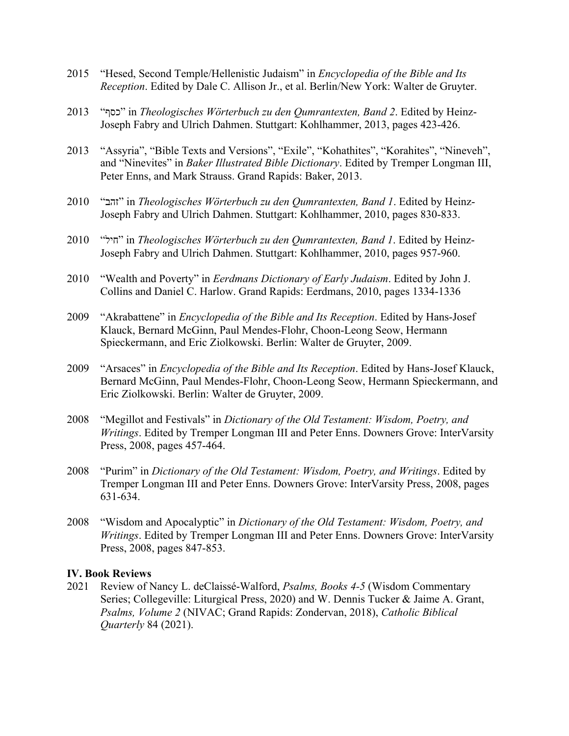2015 “Hesed, Second Temple/Hellenistic Judaism” in *Encyclopedia of the Bible and Its Reception*. Edited by Dale C. Allison Jr., et al. Berlin/New York: Walter de Gruyter.

2013 “כסף” in *Theologisches Wörterbuch zu den Qumrantexten, Band 2*. Edited by Heinz-Joseph Fabry and Ulrich Dahmen. Stuttgart: Kohlhammer, 2013, pages 423-426.

2013 “Assyria”, “Bible Texts and Versions”, “Exile”, “Kohathites”, “Korahites”, “Nineveh”, and “Ninevites” in *Baker Illustrated Bible Dictionary*. Edited by Tremper Longman III, Peter Enns, and Mark Strauss. Grand Rapids: Baker, 2013.

2010 “זהב” in *Theologisches Wörterbuch zu den Qumrantexten, Band 1*. Edited by Heinz-Joseph Fabry and Ulrich Dahmen. Stuttgart: Kohlhammer, 2010, pages 830-833.

2010 “חיל” in *Theologisches Wörterbuch zu den Qumrantexten, Band 1*. Edited by Heinz-Joseph Fabry and Ulrich Dahmen. Stuttgart: Kohlhammer, 2010, pages 957-960.

2010 “Wealth and Poverty” in *Eerdmans Dictionary of Early Judaism*. Edited by John J. Collins and Daniel C. Harlow. Grand Rapids: Eerdmans, 2010, pages 1334-1336

2009 “Akrabattene” in *Encyclopedia of the Bible and Its Reception*. Edited by Hans-Josef Klauck, Bernard McGinn, Paul Mendes-Flohr, Choon-Leong Seow, Hermann Spieckermann, and Eric Ziolkowski. Berlin: Walter de Gruyter, 2009.

2009 “Arsaces” in *Encyclopedia of the Bible and Its Reception*. Edited by Hans-Josef Klauck, Bernard McGinn, Paul Mendes-Flohr, Choon-Leong Seow, Hermann Spieckermann, and Eric Ziolkowski. Berlin: Walter de Gruyter, 2009.

2008 “Megillot and Festivals” in *Dictionary of the Old Testament: Wisdom, Poetry, and Writings*. Edited by Tremper Longman III and Peter Enns. Downers Grove: InterVarsity Press, 2008, pages 457-464.

2008 “Purim” in *Dictionary of the Old Testament: Wisdom, Poetry, and Writings*. Edited by Tremper Longman III and Peter Enns. Downers Grove: InterVarsity Press, 2008, pages 631-634.

2008 “Wisdom and Apocalyptic” in *Dictionary of the Old Testament: Wisdom, Poetry, and Writings*. Edited by Tremper Longman III and Peter Enns. Downers Grove: InterVarsity Press, 2008, pages 847-853.

**IV. Book Reviews**

2021 Review of Nancy L. deClaissé-Walford, *Psalms, Books 4-5* (Wisdom Commentary Series; Collegeville: Liturgical Press, 2020) and W. Dennis Tucker & Jaime A. Grant, *Psalms, Volume 2* (NIVAC; Grand Rapids: Zondervan, 2018), *Catholic Biblical Quarterly* 84 (2021).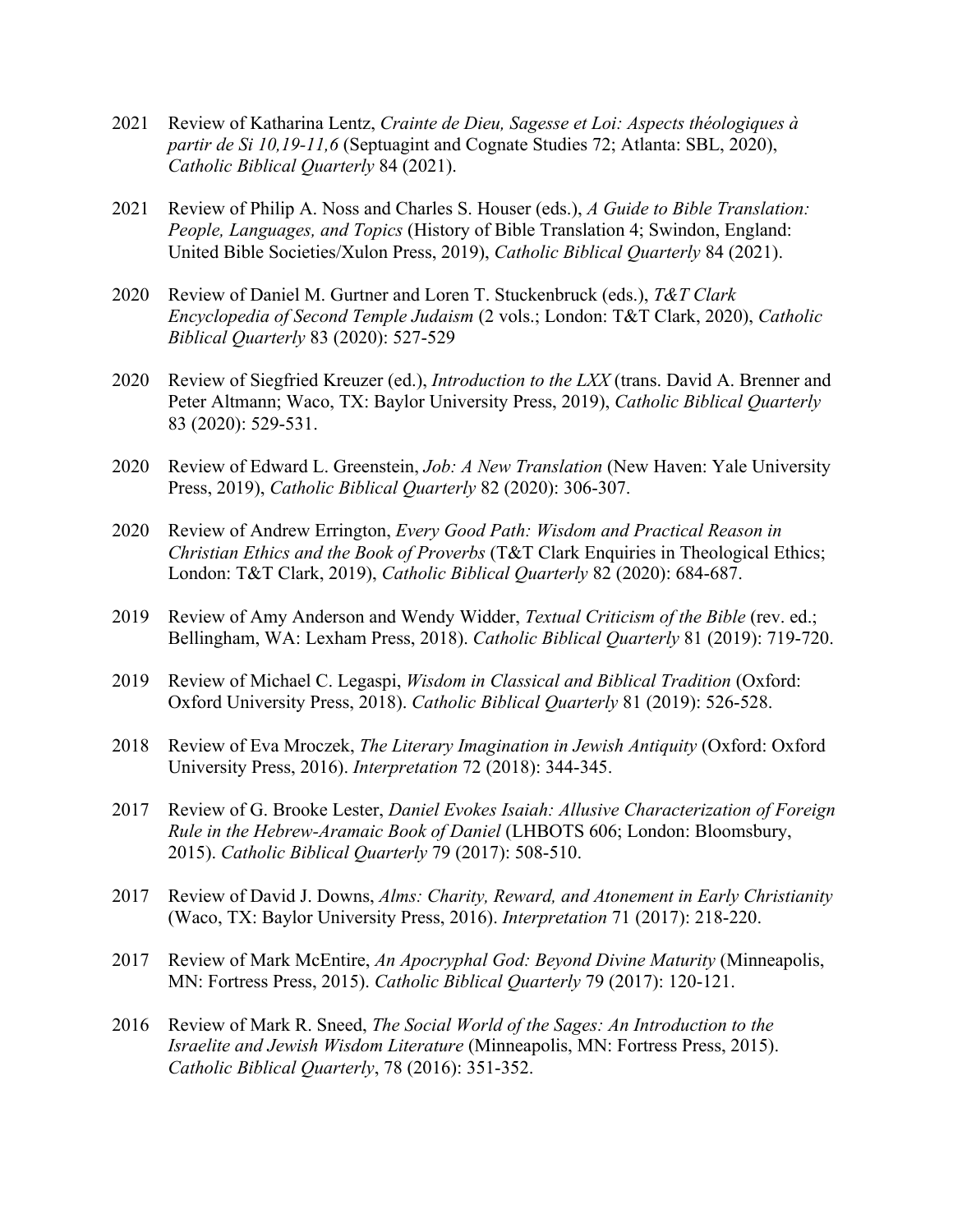2021 Review of Katharina Lentz, *Crainte de Dieu, Sagesse et Loi: Aspects théologiques à partir de Si 10,19-11,6* (Septuagint and Cognate Studies 72; Atlanta: SBL, 2020), *Catholic Biblical Quarterly* 84 (2021).

2021 Review of Philip A. Noss and Charles S. Houser (eds.), *A Guide to Bible Translation: People, Languages, and Topics* (History of Bible Translation 4; Swindon, England: United Bible Societies/Xulon Press, 2019), *Catholic Biblical Quarterly* 84 (2021).

2020 Review of Daniel M. Gurtner and Loren T. Stuckenbruck (eds.), *T&T Clark Encyclopedia of Second Temple Judaism* (2 vols.; London: T&T Clark, 2020), *Catholic Biblical Quarterly* 83 (2020): 527-529

2020 Review of Siegfried Kreuzer (ed.), *Introduction to the LXX* (trans. David A. Brenner and Peter Altmann; Waco, TX: Baylor University Press, 2019), *Catholic Biblical Quarterly* 83 (2020): 529-531.

2020 Review of Edward L. Greenstein, *Job: A New Translation* (New Haven: Yale University Press, 2019), *Catholic Biblical Quarterly* 82 (2020): 306-307.

2020 Review of Andrew Errington, *Every Good Path: Wisdom and Practical Reason in Christian Ethics and the Book of Proverbs* (T&T Clark Enquiries in Theological Ethics; London: T&T Clark, 2019), *Catholic Biblical Quarterly* 82 (2020): 684-687.

2019 Review of Amy Anderson and Wendy Widder, *Textual Criticism of the Bible* (rev. ed.; Bellingham, WA: Lexham Press, 2018). *Catholic Biblical Quarterly* 81 (2019): 719-720.

2019 Review of Michael C. Legaspi, *Wisdom in Classical and Biblical Tradition* (Oxford: Oxford University Press, 2018). *Catholic Biblical Quarterly* 81 (2019): 526-528.

2018 Review of Eva Mroczek, *The Literary Imagination in Jewish Antiquity* (Oxford: Oxford University Press, 2016). *Interpretation* 72 (2018): 344-345.

2017 Review of G. Brooke Lester, *Daniel Evokes Isaiah: Allusive Characterization of Foreign Rule in the Hebrew-Aramaic Book of Daniel* (LHBOTS 606; London: Bloomsbury, 2015). *Catholic Biblical Quarterly* 79 (2017): 508-510.

2017 Review of David J. Downs, *Alms: Charity, Reward, and Atonement in Early Christianity* (Waco, TX: Baylor University Press, 2016). *Interpretation* 71 (2017): 218-220.

2017 Review of Mark McEntire, *An Apocryphal God: Beyond Divine Maturity* (Minneapolis, MN: Fortress Press, 2015). *Catholic Biblical Quarterly* 79 (2017): 120-121.

2016 Review of Mark R. Sneed, *The Social World of the Sages: An Introduction to the Israelite and Jewish Wisdom Literature* (Minneapolis, MN: Fortress Press, 2015). *Catholic Biblical Quarterly*, 78 (2016): 351-352.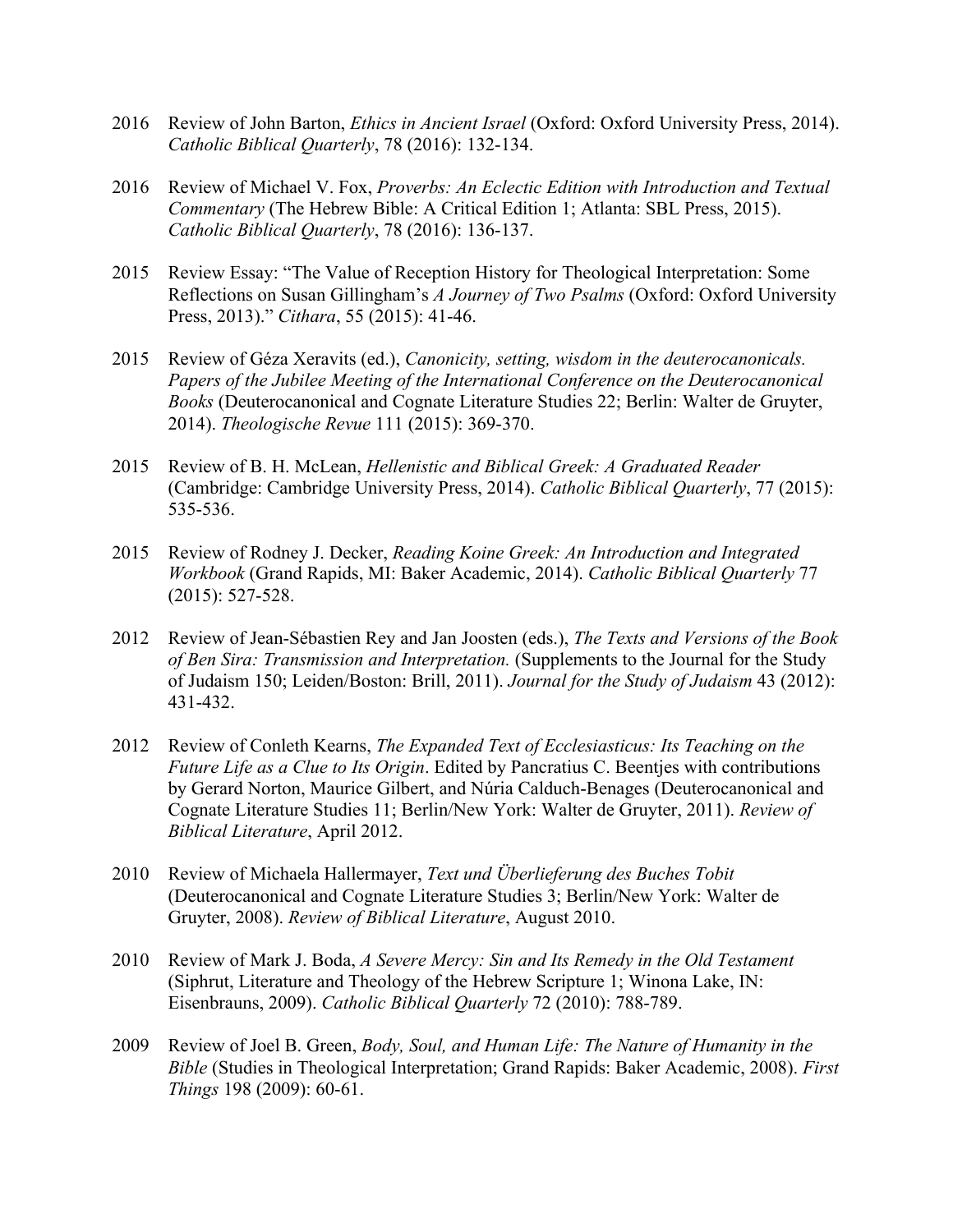2016 Review of John Barton, *Ethics in Ancient Israel* (Oxford: Oxford University Press, 2014). *Catholic Biblical Quarterly*, 78 (2016): 132-134.

2016 Review of Michael V. Fox, *Proverbs: An Eclectic Edition with Introduction and Textual Commentary* (The Hebrew Bible: A Critical Edition 1; Atlanta: SBL Press, 2015). *Catholic Biblical Quarterly*, 78 (2016): 136-137.

2015 Review Essay: "The Value of Reception History for Theological Interpretation: Some Reflections on Susan Gillingham's *A Journey of Two Psalms* (Oxford: Oxford University Press, 2013)." *Cithara*, 55 (2015): 41-46.

2015 Review of Géza Xeravits (ed.), *Canonicity, setting, wisdom in the deuterocanonicals. Papers of the Jubilee Meeting of the International Conference on the Deuterocanonical Books* (Deuterocanonical and Cognate Literature Studies 22; Berlin: Walter de Gruyter, 2014). *Theologische Revue* 111 (2015): 369-370.

2015 Review of B. H. McLean, *Hellenistic and Biblical Greek: A Graduated Reader* (Cambridge: Cambridge University Press, 2014). *Catholic Biblical Quarterly*, 77 (2015): 535-536.

2015 Review of Rodney J. Decker, *Reading Koine Greek: An Introduction and Integrated Workbook* (Grand Rapids, MI: Baker Academic, 2014). *Catholic Biblical Quarterly* 77 (2015): 527-528.

2012 Review of Jean-Sébastien Rey and Jan Joosten (eds.), *The Texts and Versions of the Book of Ben Sira: Transmission and Interpretation.* (Supplements to the Journal for the Study of Judaism 150; Leiden/Boston: Brill, 2011). *Journal for the Study of Judaism* 43 (2012): 431-432.

2012 Review of Conleth Kearns, *The Expanded Text of Ecclesiasticus: Its Teaching on the Future Life as a Clue to Its Origin*. Edited by Pancratius C. Beentjes with contributions by Gerard Norton, Maurice Gilbert, and Núria Calduch-Benages (Deuterocanonical and Cognate Literature Studies 11; Berlin/New York: Walter de Gruyter, 2011). *Review of Biblical Literature*, April 2012.

2010 Review of Michaela Hallermayer, *Text und Überlieferung des Buches Tobit* (Deuterocanonical and Cognate Literature Studies 3; Berlin/New York: Walter de Gruyter, 2008). *Review of Biblical Literature*, August 2010.

2010 Review of Mark J. Boda, *A Severe Mercy: Sin and Its Remedy in the Old Testament* (Siphrut, Literature and Theology of the Hebrew Scripture 1; Winona Lake, IN: Eisenbrauns, 2009). *Catholic Biblical Quarterly* 72 (2010): 788-789.

2009 Review of Joel B. Green, *Body, Soul, and Human Life: The Nature of Humanity in the Bible* (Studies in Theological Interpretation; Grand Rapids: Baker Academic, 2008). *First Things* 198 (2009): 60-61.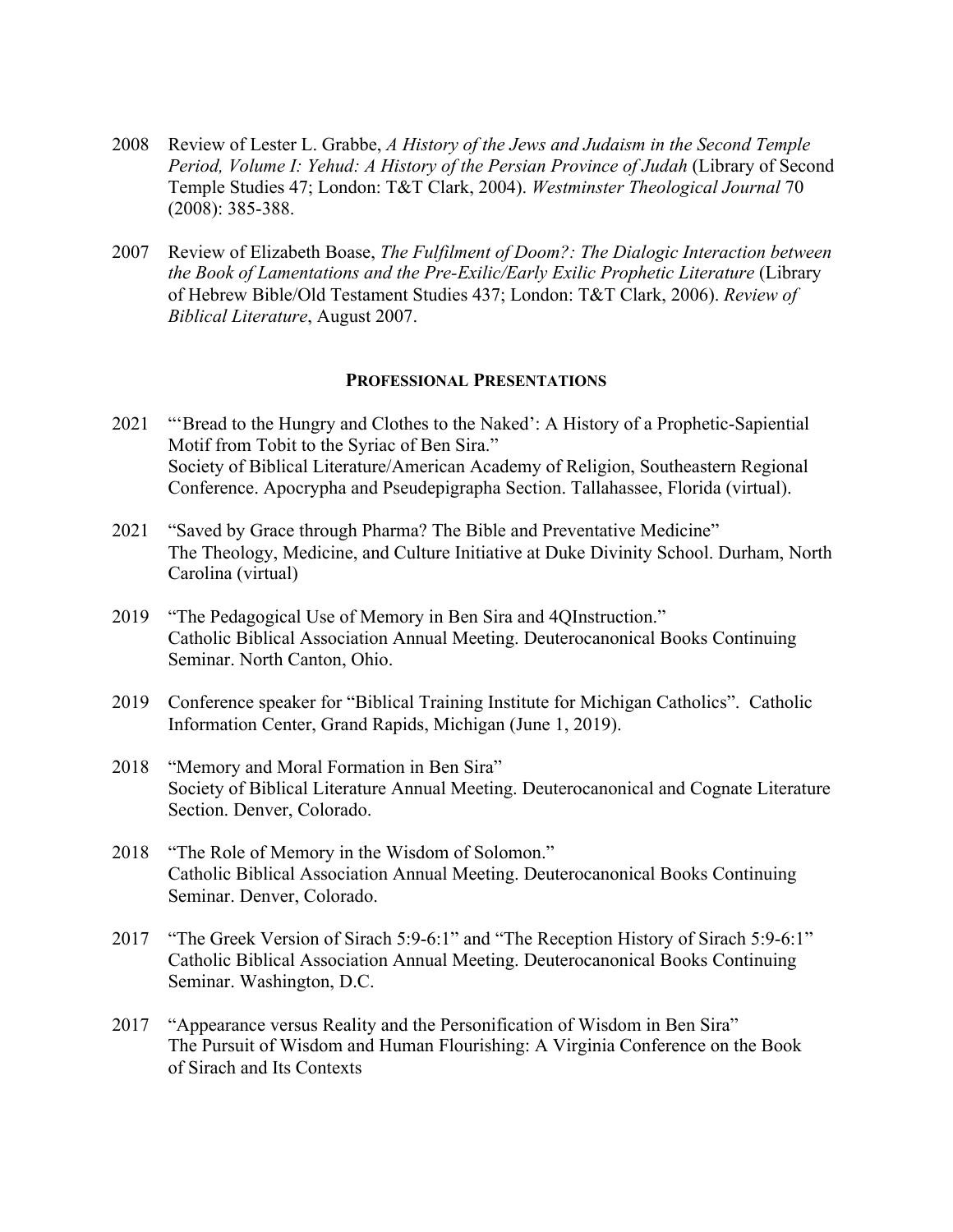2008 Review of Lester L. Grabbe, *A History of the Jews and Judaism in the Second Temple Period, Volume I: Yehud: A History of the Persian Province of Judah* (Library of Second Temple Studies 47; London: T&T Clark, 2004). *Westminster Theological Journal* 70 (2008): 385-388.

2007 Review of Elizabeth Boase, *The Fulfilment of Doom?: The Dialogic Interaction between the Book of Lamentations and the Pre-Exilic/Early Exilic Prophetic Literature* (Library of Hebrew Bible/Old Testament Studies 437; London: T&T Clark, 2006). *Review of Biblical Literature*, August 2007.

## PROFESSIONAL PRESENTATIONS

2021 "'Bread to the Hungry and Clothes to the Naked': A History of a Prophetic-Sapiential Motif from Tobit to the Syriac of Ben Sira."
Society of Biblical Literature/American Academy of Religion, Southeastern Regional Conference. Apocrypha and Pseudepigrapha Section. Tallahassee, Florida (virtual).

2021 "Saved by Grace through Pharma? The Bible and Preventative Medicine"
The Theology, Medicine, and Culture Initiative at Duke Divinity School. Durham, North Carolina (virtual)

2019 "The Pedagogical Use of Memory in Ben Sira and 4QInstruction."
Catholic Biblical Association Annual Meeting. Deuterocanonical Books Continuing Seminar. North Canton, Ohio.

2019 Conference speaker for "Biblical Training Institute for Michigan Catholics". Catholic Information Center, Grand Rapids, Michigan (June 1, 2019).

2018 "Memory and Moral Formation in Ben Sira"
Society of Biblical Literature Annual Meeting. Deuterocanonical and Cognate Literature Section. Denver, Colorado.

2018 "The Role of Memory in the Wisdom of Solomon."
Catholic Biblical Association Annual Meeting. Deuterocanonical Books Continuing Seminar. Denver, Colorado.

2017 "The Greek Version of Sirach 5:9-6:1" and "The Reception History of Sirach 5:9-6:1"
Catholic Biblical Association Annual Meeting. Deuterocanonical Books Continuing Seminar. Washington, D.C.

2017 "Appearance versus Reality and the Personification of Wisdom in Ben Sira"
The Pursuit of Wisdom and Human Flourishing: A Virginia Conference on the Book of Sirach and Its Contexts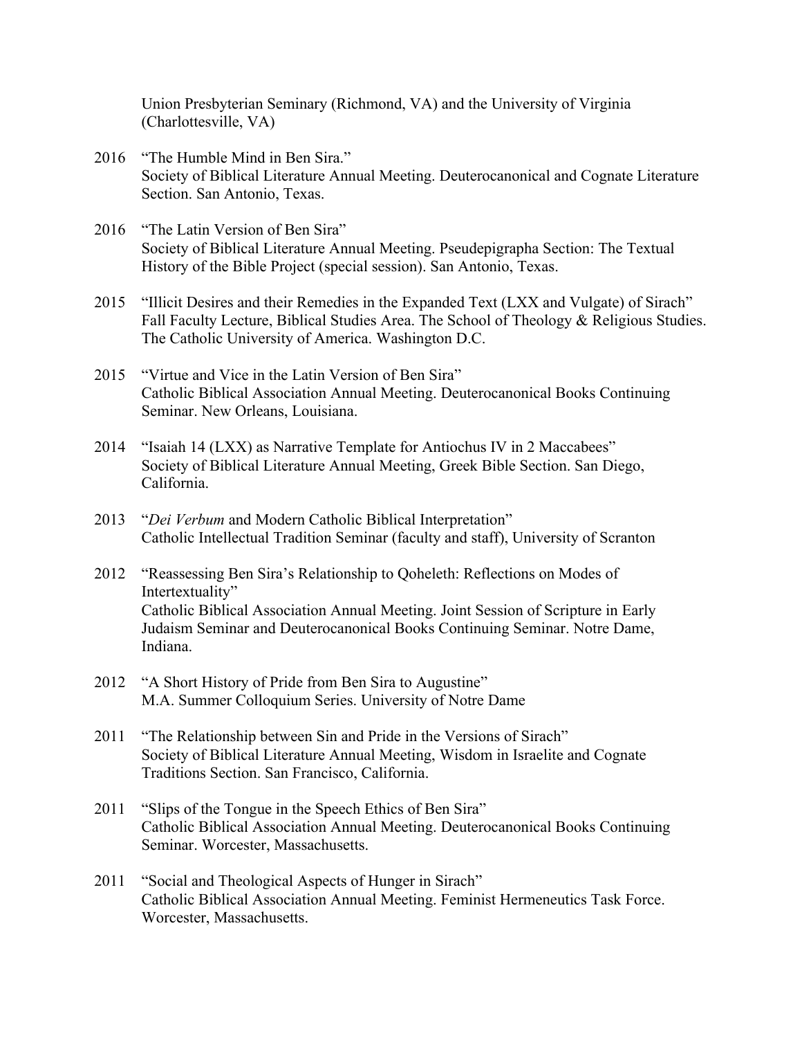Union Presbyterian Seminary (Richmond, VA) and the University of Virginia (Charlottesville, VA)

2016 "The Humble Mind in Ben Sira."
Society of Biblical Literature Annual Meeting. Deuterocanonical and Cognate Literature Section. San Antonio, Texas.

2016 "The Latin Version of Ben Sira"
Society of Biblical Literature Annual Meeting. Pseudepigrapha Section: The Textual History of the Bible Project (special session). San Antonio, Texas.

2015 "Illicit Desires and their Remedies in the Expanded Text (LXX and Vulgate) of Sirach"
Fall Faculty Lecture, Biblical Studies Area. The School of Theology & Religious Studies. The Catholic University of America. Washington D.C.

2015 "Virtue and Vice in the Latin Version of Ben Sira"
Catholic Biblical Association Annual Meeting. Deuterocanonical Books Continuing Seminar. New Orleans, Louisiana.

2014 "Isaiah 14 (LXX) as Narrative Template for Antiochus IV in 2 Maccabees"
Society of Biblical Literature Annual Meeting, Greek Bible Section. San Diego, California.

2013 "*Dei Verbum* and Modern Catholic Biblical Interpretation"
Catholic Intellectual Tradition Seminar (faculty and staff), University of Scranton

2012 "Reassessing Ben Sira's Relationship to Qoheleth: Reflections on Modes of Intertextuality"
Catholic Biblical Association Annual Meeting. Joint Session of Scripture in Early Judaism Seminar and Deuterocanonical Books Continuing Seminar. Notre Dame, Indiana.

2012 "A Short History of Pride from Ben Sira to Augustine"
M.A. Summer Colloquium Series. University of Notre Dame

2011 "The Relationship between Sin and Pride in the Versions of Sirach"
Society of Biblical Literature Annual Meeting, Wisdom in Israelite and Cognate Traditions Section. San Francisco, California.

2011 "Slips of the Tongue in the Speech Ethics of Ben Sira"
Catholic Biblical Association Annual Meeting. Deuterocanonical Books Continuing Seminar. Worcester, Massachusetts.

2011 "Social and Theological Aspects of Hunger in Sirach"
Catholic Biblical Association Annual Meeting. Feminist Hermeneutics Task Force. Worcester, Massachusetts.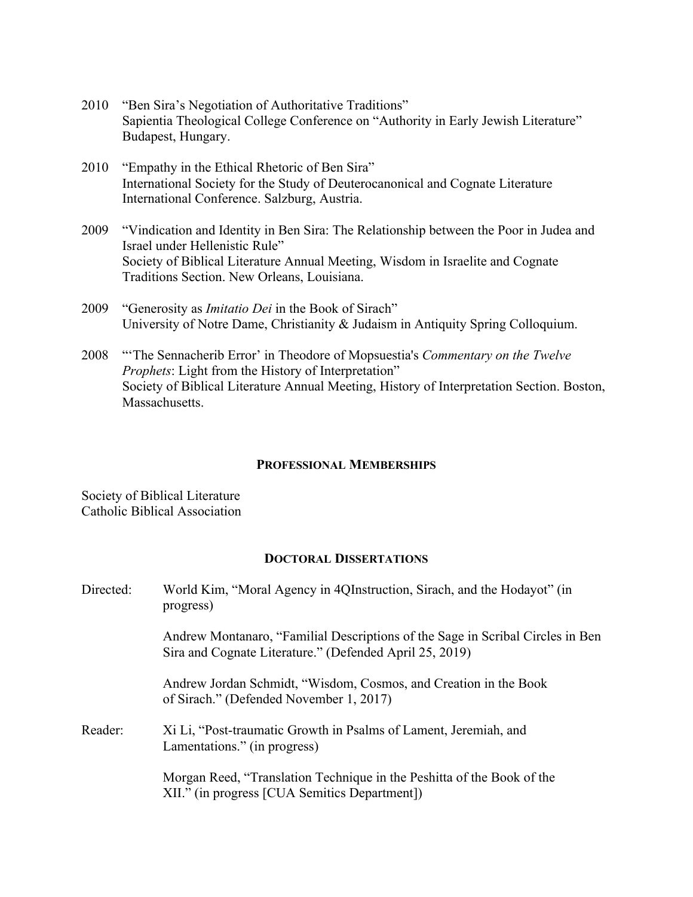2010 "Ben Sira's Negotiation of Authoritative Traditions"
Sapientia Theological College Conference on "Authority in Early Jewish Literature" Budapest, Hungary.

2010 "Empathy in the Ethical Rhetoric of Ben Sira"
International Society for the Study of Deuterocanonical and Cognate Literature International Conference. Salzburg, Austria.

2009 "Vindication and Identity in Ben Sira: The Relationship between the Poor in Judea and Israel under Hellenistic Rule"
Society of Biblical Literature Annual Meeting, Wisdom in Israelite and Cognate Traditions Section. New Orleans, Louisiana.

2009 "Generosity as *Imitatio Dei* in the Book of Sirach"
University of Notre Dame, Christianity & Judaism in Antiquity Spring Colloquium.

2008 "'The Sennacherib Error' in Theodore of Mopsuestia's *Commentary on the Twelve Prophets*: Light from the History of Interpretation"
Society of Biblical Literature Annual Meeting, History of Interpretation Section. Boston, Massachusetts.

## PROFESSIONAL MEMBERSHIPS

Society of Biblical Literature
Catholic Biblical Association

## DOCTORAL DISSERTATIONS

Directed: World Kim, "Moral Agency in 4QInstruction, Sirach, and the Hodayot" (in progress)

Andrew Montanaro, "Familial Descriptions of the Sage in Scribal Circles in Ben Sira and Cognate Literature." (Defended April 25, 2019)

Andrew Jordan Schmidt, "Wisdom, Cosmos, and Creation in the Book of Sirach." (Defended November 1, 2017)

Reader: Xi Li, "Post-traumatic Growth in Psalms of Lament, Jeremiah, and Lamentations." (in progress)

Morgan Reed, "Translation Technique in the Peshitta of the Book of the XII." (in progress [CUA Semitics Department])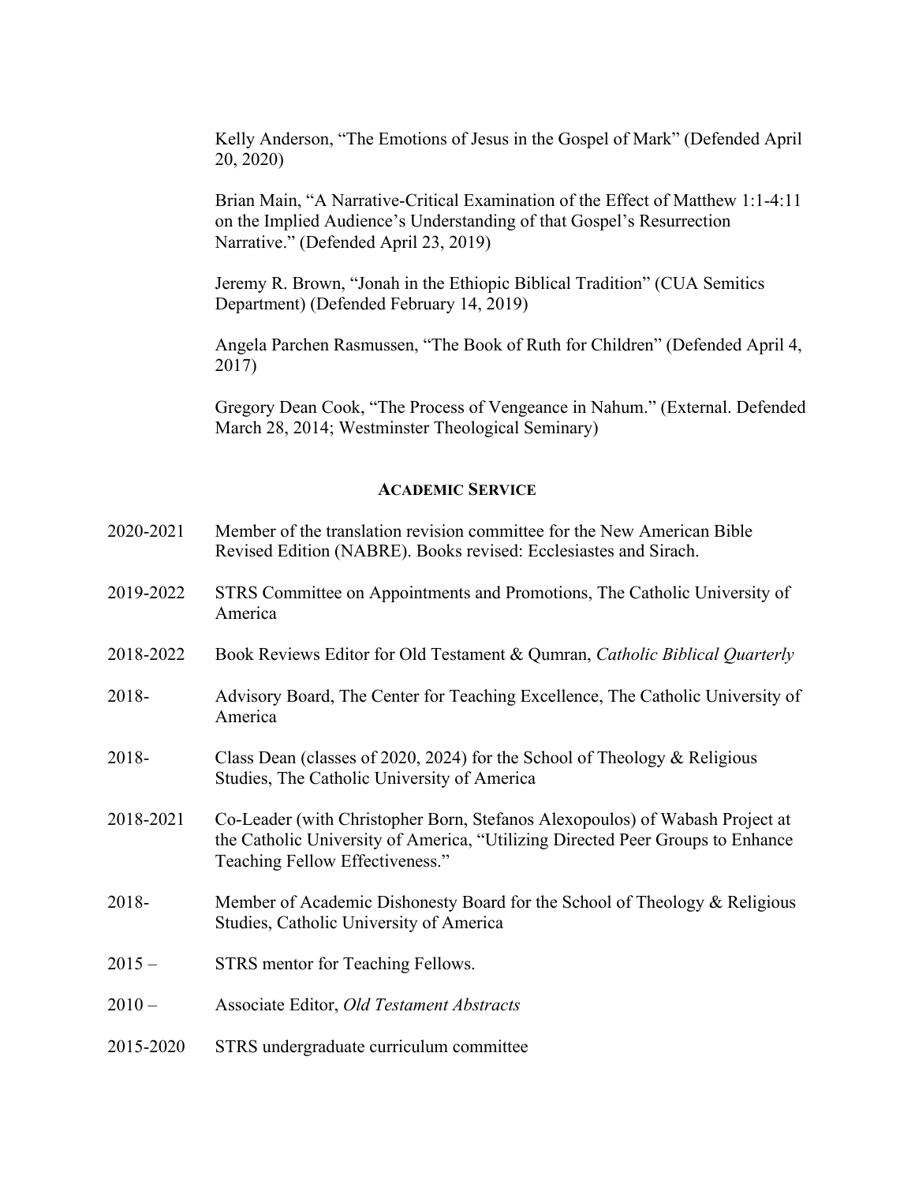Kelly Anderson, "The Emotions of Jesus in the Gospel of Mark" (Defended April 20, 2020)

Brian Main, "A Narrative-Critical Examination of the Effect of Matthew 1:1-4:11 on the Implied Audience's Understanding of that Gospel's Resurrection Narrative." (Defended April 23, 2019)

Jeremy R. Brown, "Jonah in the Ethiopic Biblical Tradition" (CUA Semitics Department) (Defended February 14, 2019)

Angela Parchen Rasmussen, "The Book of Ruth for Children" (Defended April 4, 2017)

Gregory Dean Cook, "The Process of Vengeance in Nahum." (External. Defended March 28, 2014; Westminster Theological Seminary)

## Academic Service

2020-2021 Member of the translation revision committee for the New American Bible Revised Edition (NABRE). Books revised: Ecclesiastes and Sirach.

2019-2022 STRS Committee on Appointments and Promotions, The Catholic University of America

2018-2022 Book Reviews Editor for Old Testament & Qumran, *Catholic Biblical Quarterly*

2018- Advisory Board, The Center for Teaching Excellence, The Catholic University of America

2018- Class Dean (classes of 2020, 2024) for the School of Theology & Religious Studies, The Catholic University of America

2018-2021 Co-Leader (with Christopher Born, Stefanos Alexopoulos) of Wabash Project at the Catholic University of America, "Utilizing Directed Peer Groups to Enhance Teaching Fellow Effectiveness."

2018- Member of Academic Dishonesty Board for the School of Theology & Religious Studies, Catholic University of America

2015 – STRS mentor for Teaching Fellows.

2010 – Associate Editor, *Old Testament Abstracts*

2015-2020 STRS undergraduate curriculum committee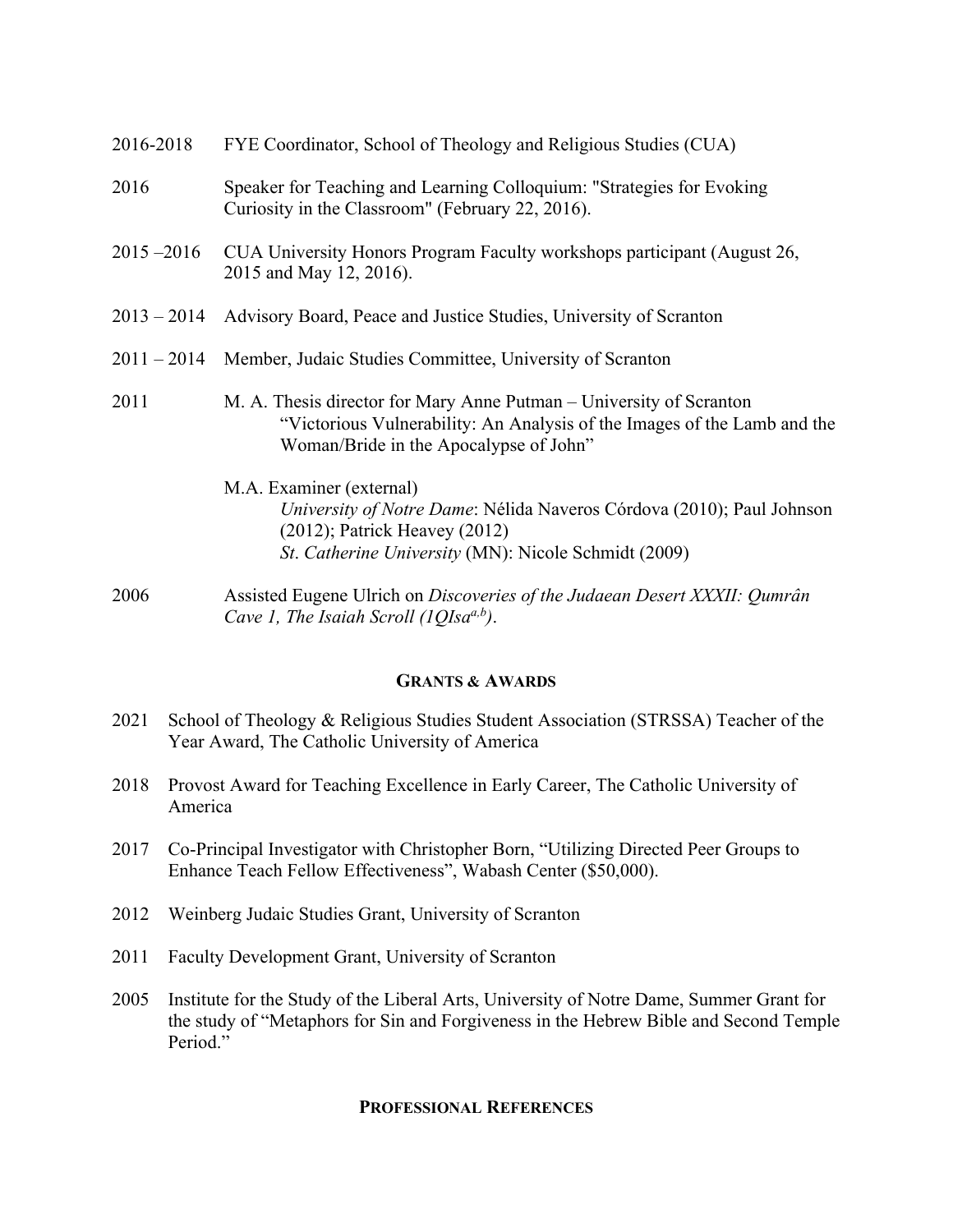2016-2018 FYE Coordinator, School of Theology and Religious Studies (CUA)

2016 Speaker for Teaching and Learning Colloquium: "Strategies for Evoking Curiosity in the Classroom" (February 22, 2016).

2015 –2016 CUA University Honors Program Faculty workshops participant (August 26, 2015 and May 12, 2016).

2013 – 2014 Advisory Board, Peace and Justice Studies, University of Scranton

2011 – 2014 Member, Judaic Studies Committee, University of Scranton

2011 M. A. Thesis director for Mary Anne Putman – University of Scranton
"Victorious Vulnerability: An Analysis of the Images of the Lamb and the Woman/Bride in the Apocalypse of John"

M.A. Examiner (external)
*University of Notre Dame*: Nélida Naveros Córdova (2010); Paul Johnson (2012); Patrick Heavey (2012)
*St. Catherine University* (MN): Nicole Schmidt (2009)

2006 Assisted Eugene Ulrich on *Discoveries of the Judaean Desert XXXII: Qumrân Cave 1, The Isaiah Scroll (1QIsa$^{a,b}$)*.

## Grants & Awards

2021 School of Theology & Religious Studies Student Association (STRSSA) Teacher of the Year Award, The Catholic University of America

2018 Provost Award for Teaching Excellence in Early Career, The Catholic University of America

2017 Co-Principal Investigator with Christopher Born, "Utilizing Directed Peer Groups to Enhance Teach Fellow Effectiveness", Wabash Center ($50,000).

2012 Weinberg Judaic Studies Grant, University of Scranton

2011 Faculty Development Grant, University of Scranton

2005 Institute for the Study of the Liberal Arts, University of Notre Dame, Summer Grant for the study of "Metaphors for Sin and Forgiveness in the Hebrew Bible and Second Temple Period."

## Professional References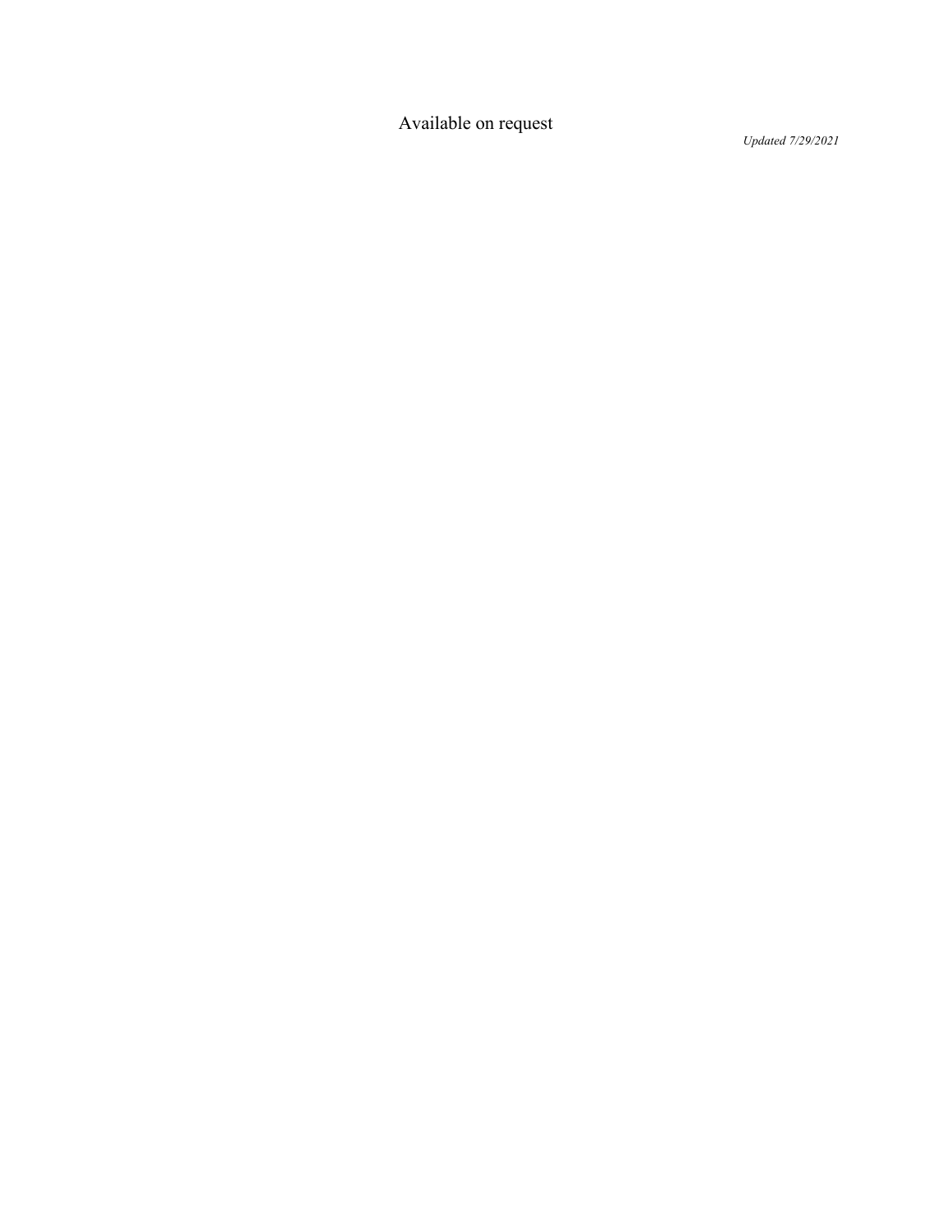Available on request

*Updated 7/29/2021*